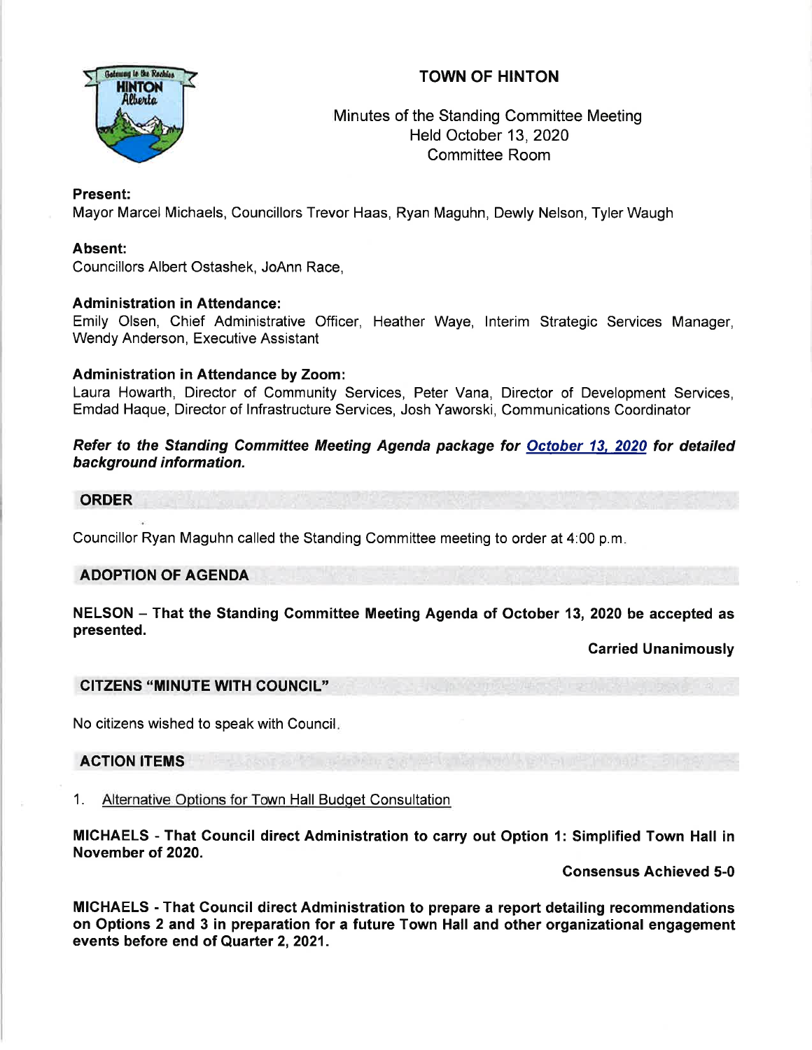# TOWN OF HINTON

Minutes of the Standing Committee Meeting
Held October 13, 2020
Committee Room

**Present:**
Mayor Marcel Michaels, Councillors Trevor Haas, Ryan Maguhn, Dewly Nelson, Tyler Waugh

**Absent:**
Councillors Albert Ostashek, JoAnn Race,

**Administration in Attendance:**
Emily Olsen, Chief Administrative Officer, Heather Waye, Interim Strategic Services Manager, Wendy Anderson, Executive Assistant

**Administration in Attendance by Zoom:**
Laura Howarth, Director of Community Services, Peter Vana, Director of Development Services, Emdad Haque, Director of Infrastructure Services, Josh Yaworski, Communications Coordinator

***Refer to the Standing Committee Meeting Agenda package for October 13, 2020 for detailed background information.***

## ORDER

Councillor Ryan Maguhn called the Standing Committee meeting to order at 4:00 p.m.

## ADOPTION OF AGENDA

**NELSON – That the Standing Committee Meeting Agenda of October 13, 2020 be accepted as presented.**

**Carried Unanimously**

## CITZENS "MINUTE WITH COUNCIL"

No citizens wished to speak with Council.

## ACTION ITEMS

1. Alternative Options for Town Hall Budget Consultation

**MICHAELS - That Council direct Administration to carry out Option 1: Simplified Town Hall in November of 2020.**

**Consensus Achieved 5-0**

**MICHAELS - That Council direct Administration to prepare a report detailing recommendations on Options 2 and 3 in preparation for a future Town Hall and other organizational engagement events before end of Quarter 2, 2021.**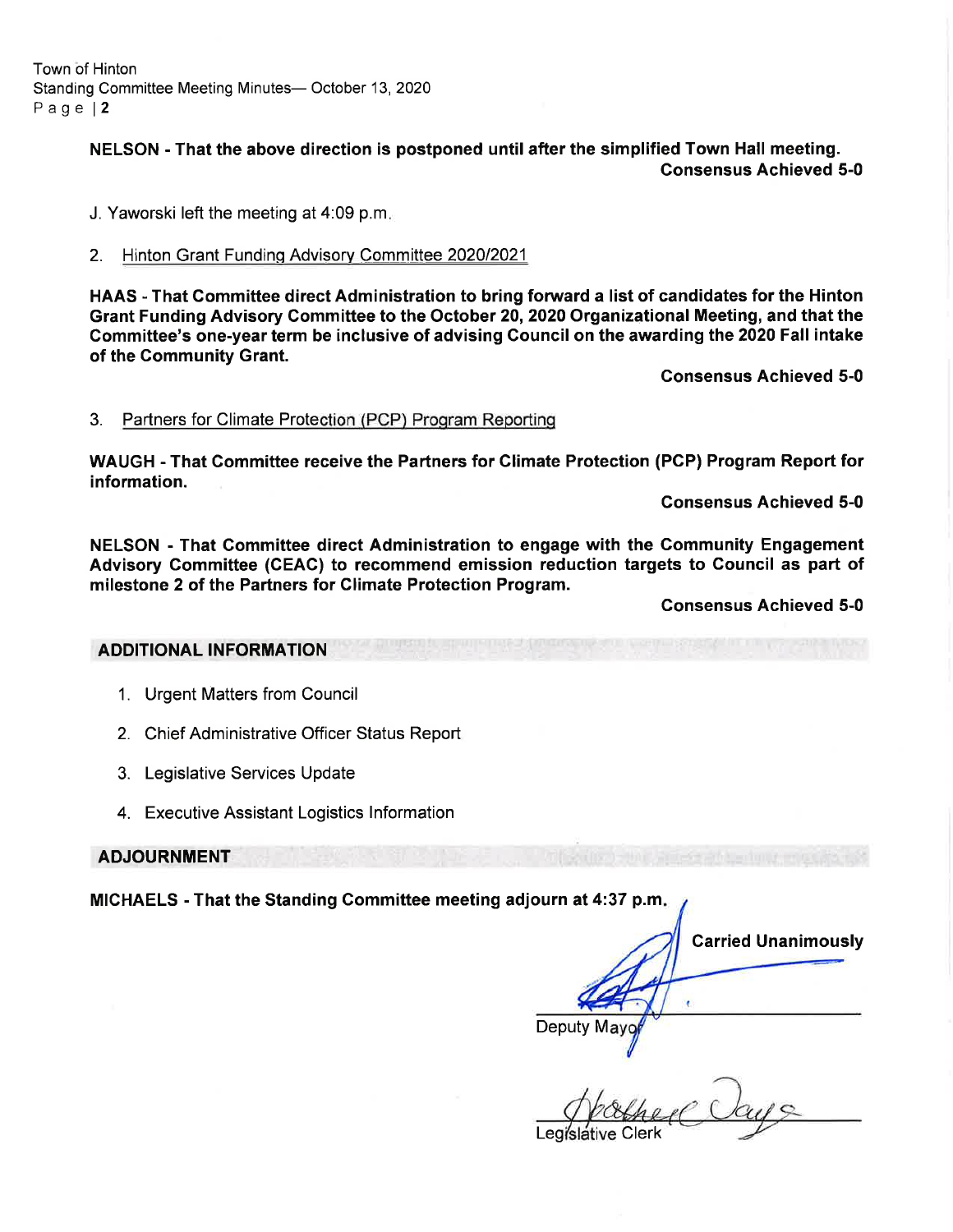**NELSON - That the above direction is postponed until after the simplified Town Hall meeting.**
**Consensus Achieved 5-0**

J. Yaworski left the meeting at 4:09 p.m.

2. Hinton Grant Funding Advisory Committee 2020/2021

**HAAS - That Committee direct Administration to bring forward a list of candidates for the Hinton Grant Funding Advisory Committee to the October 20, 2020 Organizational Meeting, and that the Committee's one-year term be inclusive of advising Council on the awarding the 2020 Fall intake of the Community Grant.**

**Consensus Achieved 5-0**

3. Partners for Climate Protection (PCP) Program Reporting

**WAUGH - That Committee receive the Partners for Climate Protection (PCP) Program Report for information.**

**Consensus Achieved 5-0**

**NELSON - That Committee direct Administration to engage with the Community Engagement Advisory Committee (CEAC) to recommend emission reduction targets to Council as part of milestone 2 of the Partners for Climate Protection Program.**

**Consensus Achieved 5-0**

## ADDITIONAL INFORMATION

1. Urgent Matters from Council
2. Chief Administrative Officer Status Report
3. Legislative Services Update
4. Executive Assistant Logistics Information

## ADJOURNMENT

**MICHAELS - That the Standing Committee meeting adjourn at 4:37 p.m.**

**Carried Unanimously**

Deputy Mayor

Legislative Clerk